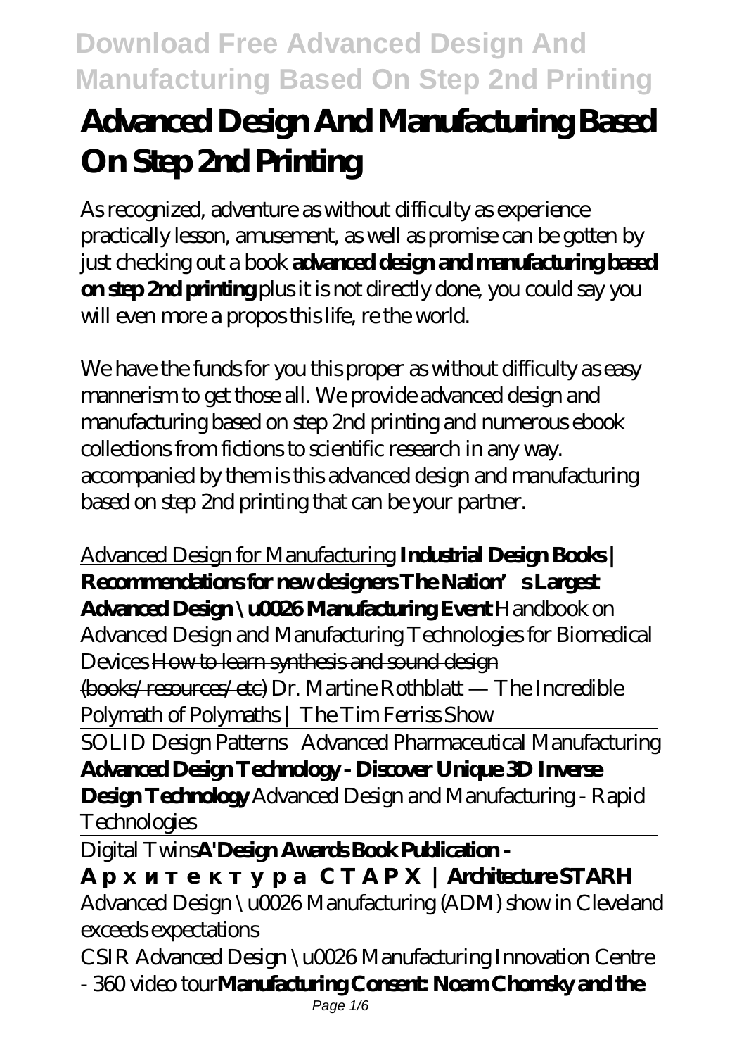# Advanced Design And Manufacturing Based On Step 2nd Printing

As recognized, adventure as without difficulty as experience practically lesson, amusement, as well as promise can be gotten by just checking out a book **advanced design and manufacturing based on step 2nd printing** plus it is not directly done, you could say you will even more a propos this life, re the world.

We have the funds for you this proper as without difficulty as easy mannerism to get those all. We provide advanced design and manufacturing based on step 2nd printing and numerous ebook collections from fictions to scientific research in any way. accompanied by them is this advanced design and manufacturing based on step 2nd printing that can be your partner.

Advanced Design for Manufacturing **Industrial Design Books | Recommendations for new designers The Nation's Largest Advanced Design \u0026 Manufacturing Event** *Handbook on Advanced Design and Manufacturing Technologies for Biomedical Devices* How to learn synthesis and sound design (books/resources/etc) *Dr. Martine Rothblatt — The Incredible Polymath of Polymaths | The Tim Ferriss Show*

SOLID Design Patterns *Advanced Pharmaceutical Manufacturing* **Advanced Design Technology - Discover Unique 3D Inverse Design Technology** *Advanced Design and Manufacturing - Rapid Technologies*

Digital Twins**A'Design Awards Book Publication - Архитектура СТАРХ | Architecture STARH**

*Advanced Design \u0026 Manufacturing (ADM) show in Cleveland exceeds expectations*

CSIR Advanced Design \u0026 Manufacturing Innovation Centre - 360 video tour**Manufacturing Consent: Noam Chomsky and the**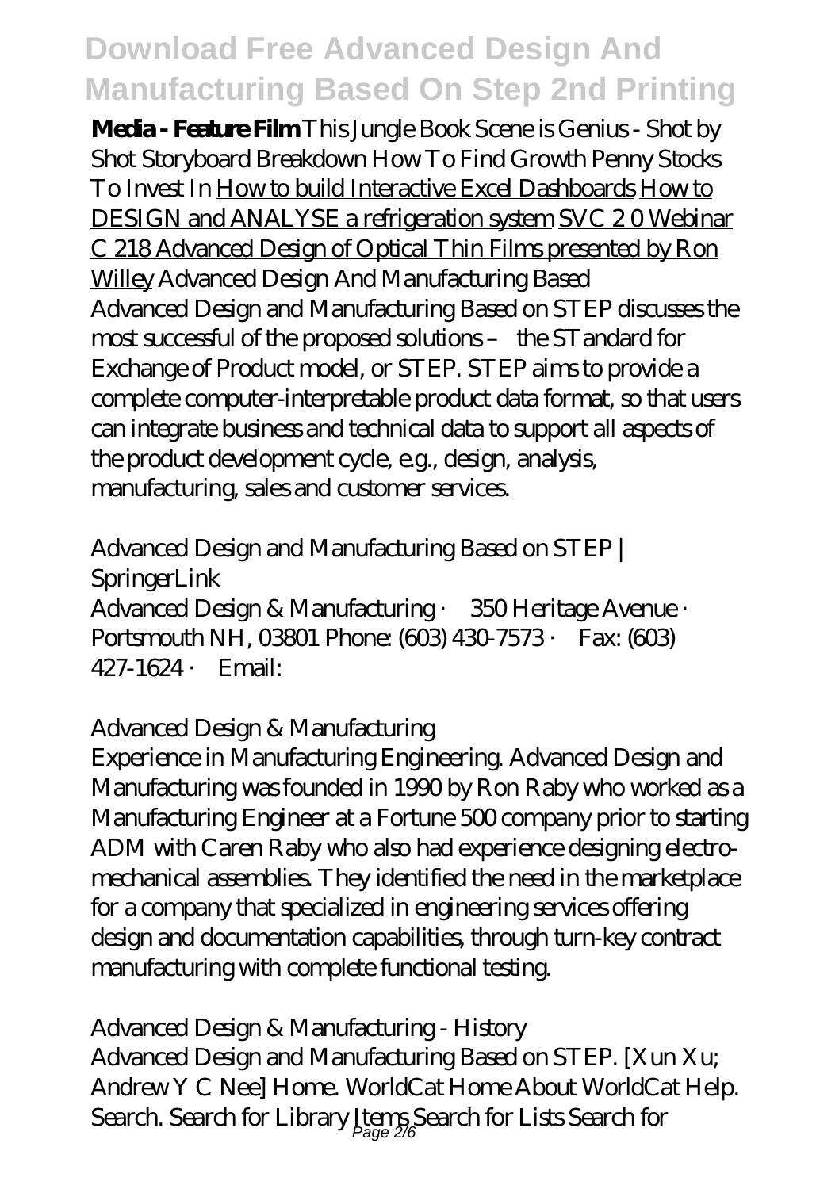**Media - Feature Film** *This Jungle Book Scene is Genius - Shot by Shot Storyboard Breakdown How To Find Growth Penny Stocks To Invest In* How to build Interactive Excel Dashboards How to DESIGN and ANALYSE a refrigeration system SVC 2 0 Webinar C 218 Advanced Design of Optical Thin Films presented by Ron Willey *Advanced Design And Manufacturing Based*

Advanced Design and Manufacturing Based on STEP discusses the most successful of the proposed solutions – the STandard for Exchange of Product model, or STEP. STEP aims to provide a complete computer-interpretable product data format, so that users can integrate business and technical data to support all aspects of the product development cycle, e.g., design, analysis, manufacturing, sales and customer services.

*Advanced Design and Manufacturing Based on STEP | SpringerLink*

Advanced Design & Manufacturing · 350 Heritage Avenue · Portsmouth NH, 03801 Phone: (603) 430-7573 · Fax: (603) 427-1624 · Email:

*Advanced Design & Manufacturing*

Experience in Manufacturing Engineering. Advanced Design and Manufacturing was founded in 1990 by Ron Raby who worked as a Manufacturing Engineer at a Fortune 500 company prior to starting ADM with Caren Raby who also had experience designing electro-mechanical assemblies. They identified the need in the marketplace for a company that specialized in engineering services offering design and documentation capabilities, through turn-key contract manufacturing with complete functional testing.

*Advanced Design & Manufacturing - History*

Advanced Design and Manufacturing Based on STEP. [Xun Xu; Andrew Y C Nee] Home. WorldCat Home About WorldCat Help. Search. Search for Library Items Search for Lists Search for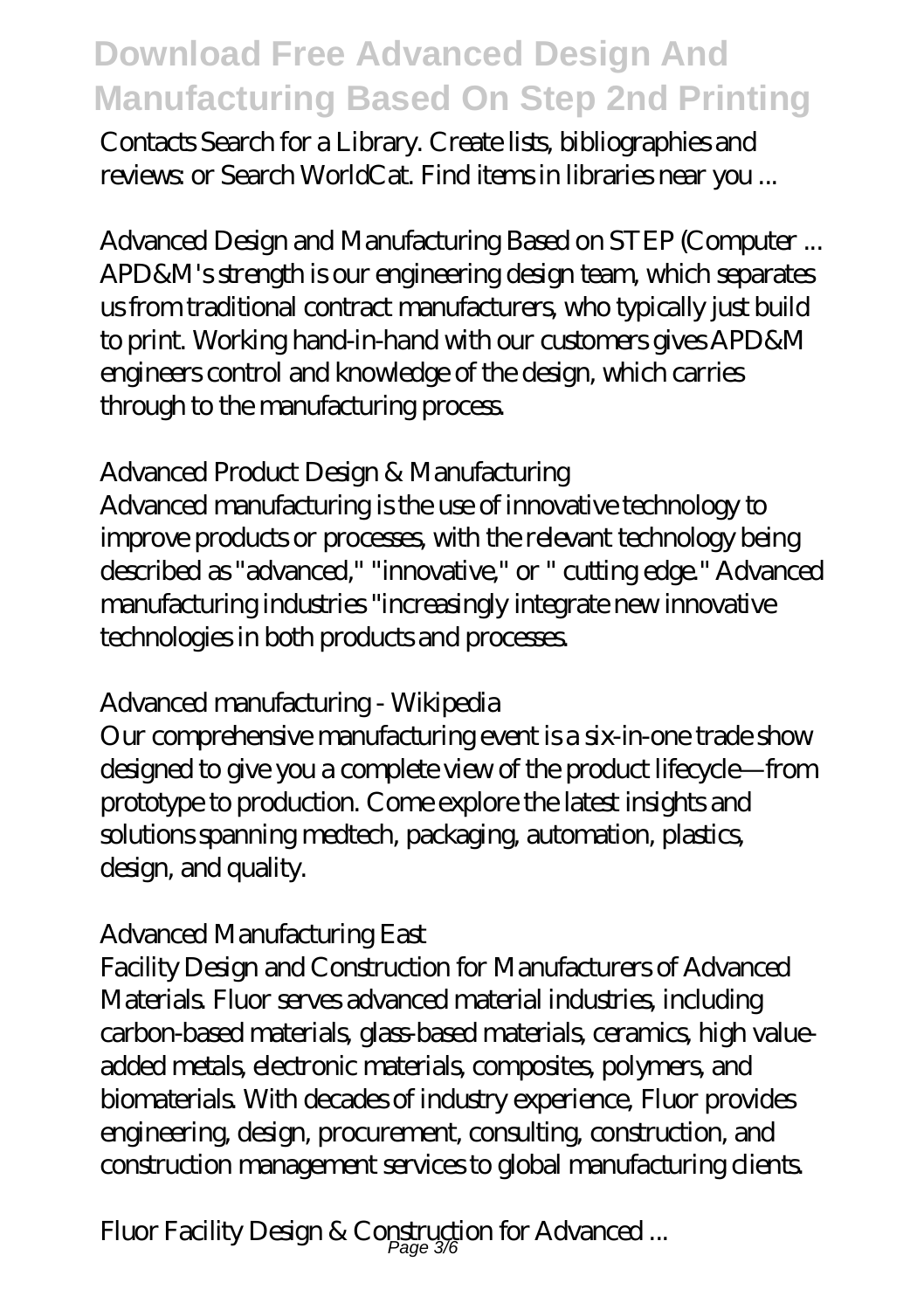Contacts Search for a Library. Create lists, bibliographies and reviews: or Search WorldCat. Find items in libraries near you ...

*Advanced Design and Manufacturing Based on STEP (Computer ...*

APD&M's strength is our engineering design team, which separates us from traditional contract manufacturers, who typically just build to print. Working hand-in-hand with our customers gives APD&M engineers control and knowledge of the design, which carries through to the manufacturing process.

*Advanced Product Design & Manufacturing*

Advanced manufacturing is the use of innovative technology to improve products or processes, with the relevant technology being described as "advanced," "innovative," or " cutting edge." Advanced manufacturing industries "increasingly integrate new innovative technologies in both products and processes.

*Advanced manufacturing - Wikipedia*

Our comprehensive manufacturing event is a six-in-one trade show designed to give you a complete view of the product lifecycle—from prototype to production. Come explore the latest insights and solutions spanning medtech, packaging, automation, plastics, design, and quality.

*Advanced Manufacturing East*

Facility Design and Construction for Manufacturers of Advanced Materials. Fluor serves advanced material industries, including carbon-based materials, glass-based materials, ceramics, high value-added metals, electronic materials, composites, polymers, and biomaterials. With decades of industry experience, Fluor provides engineering, design, procurement, consulting, construction, and construction management services to global manufacturing clients.

*Fluor Facility Design & Construction for Advanced ...*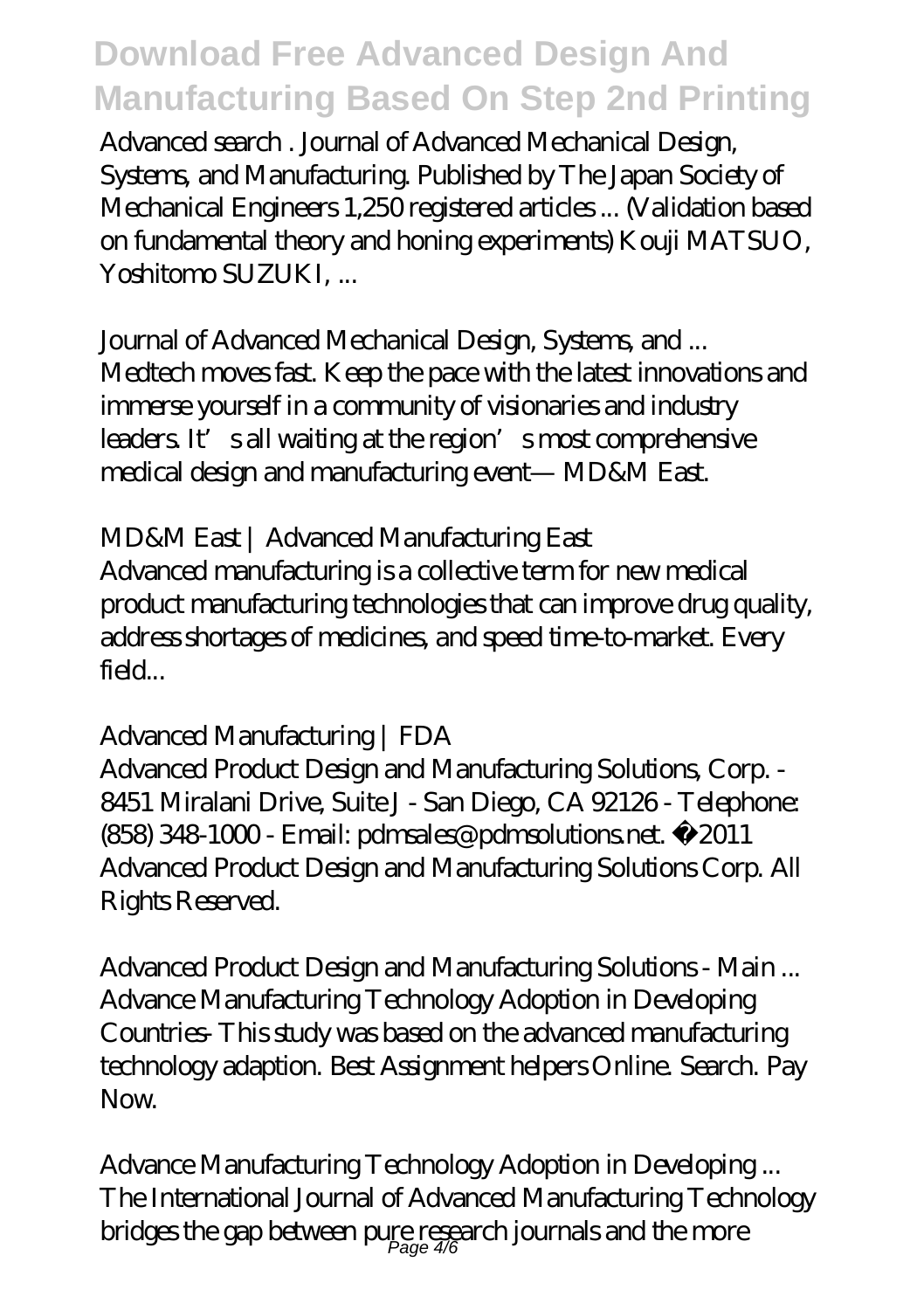Advanced search . Journal of Advanced Mechanical Design, Systems, and Manufacturing. Published by The Japan Society of Mechanical Engineers 1,250 registered articles ... (Validation based on fundamental theory and honing experiments) Kouji MATSUO, Yoshitomo SUZUKI, ...

*Journal of Advanced Mechanical Design, Systems, and ...*

Medtech moves fast. Keep the pace with the latest innovations and immerse yourself in a community of visionaries and industry leaders. It's all waiting at the region's most comprehensive medical design and manufacturing event— MD&M East.

*MD&M East | Advanced Manufacturing East*

Advanced manufacturing is a collective term for new medical product manufacturing technologies that can improve drug quality, address shortages of medicines, and speed time-to-market. Every field...

*Advanced Manufacturing | FDA*

Advanced Product Design and Manufacturing Solutions, Corp. - 8451 Miralani Drive, Suite J - San Diego, CA 92126 - Telephone: (858) 348-1000 - Email: pdmsales@pdmsolutions.net. © 2011 Advanced Product Design and Manufacturing Solutions Corp. All Rights Reserved.

*Advanced Product Design and Manufacturing Solutions - Main ...*

Advance Manufacturing Technology Adoption in Developing Countries- This study was based on the advanced manufacturing technology adaption. Best Assignment helpers Online. Search. Pay Now.

*Advance Manufacturing Technology Adoption in Developing ...*

The International Journal of Advanced Manufacturing Technology bridges the gap between pure research journals and the more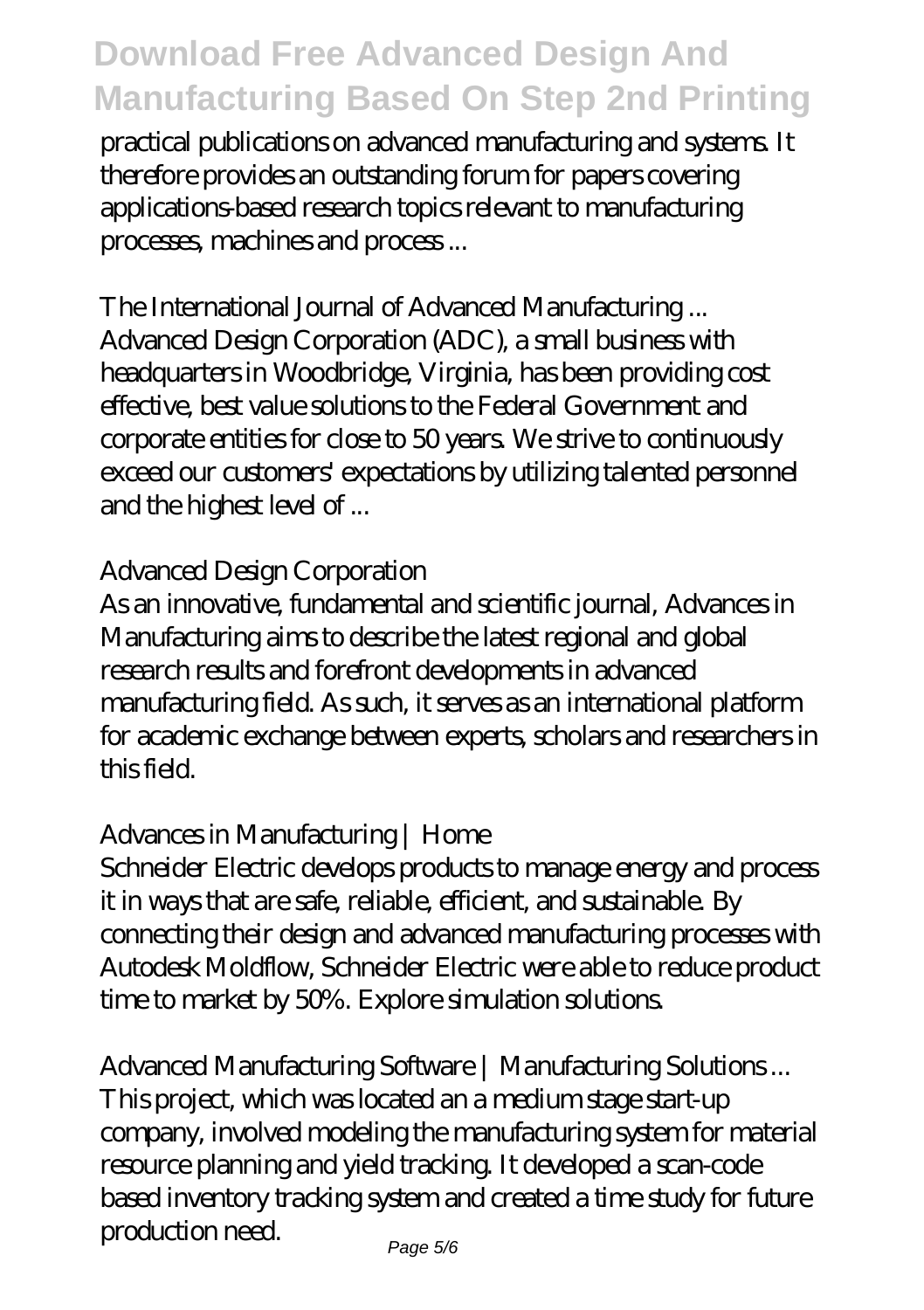practical publications on advanced manufacturing and systems. It therefore provides an outstanding forum for papers covering applications-based research topics relevant to manufacturing processes, machines and process ...

*The International Journal of Advanced Manufacturing ...*
Advanced Design Corporation (ADC), a small business with headquarters in Woodbridge, Virginia, has been providing cost effective, best value solutions to the Federal Government and corporate entities for close to 50 years. We strive to continuously exceed our customers' expectations by utilizing talented personnel and the highest level of ...

*Advanced Design Corporation*
As an innovative, fundamental and scientific journal, Advances in Manufacturing aims to describe the latest regional and global research results and forefront developments in advanced manufacturing field. As such, it serves as an international platform for academic exchange between experts, scholars and researchers in this field.

*Advances in Manufacturing | Home*
Schneider Electric develops products to manage energy and process it in ways that are safe, reliable, efficient, and sustainable. By connecting their design and advanced manufacturing processes with Autodesk Moldflow, Schneider Electric were able to reduce product time to market by 50%. Explore simulation solutions.

*Advanced Manufacturing Software | Manufacturing Solutions ...*
This project, which was located an a medium stage start-up company, involved modeling the manufacturing system for material resource planning and yield tracking. It developed a scan-code based inventory tracking system and created a time study for future production need.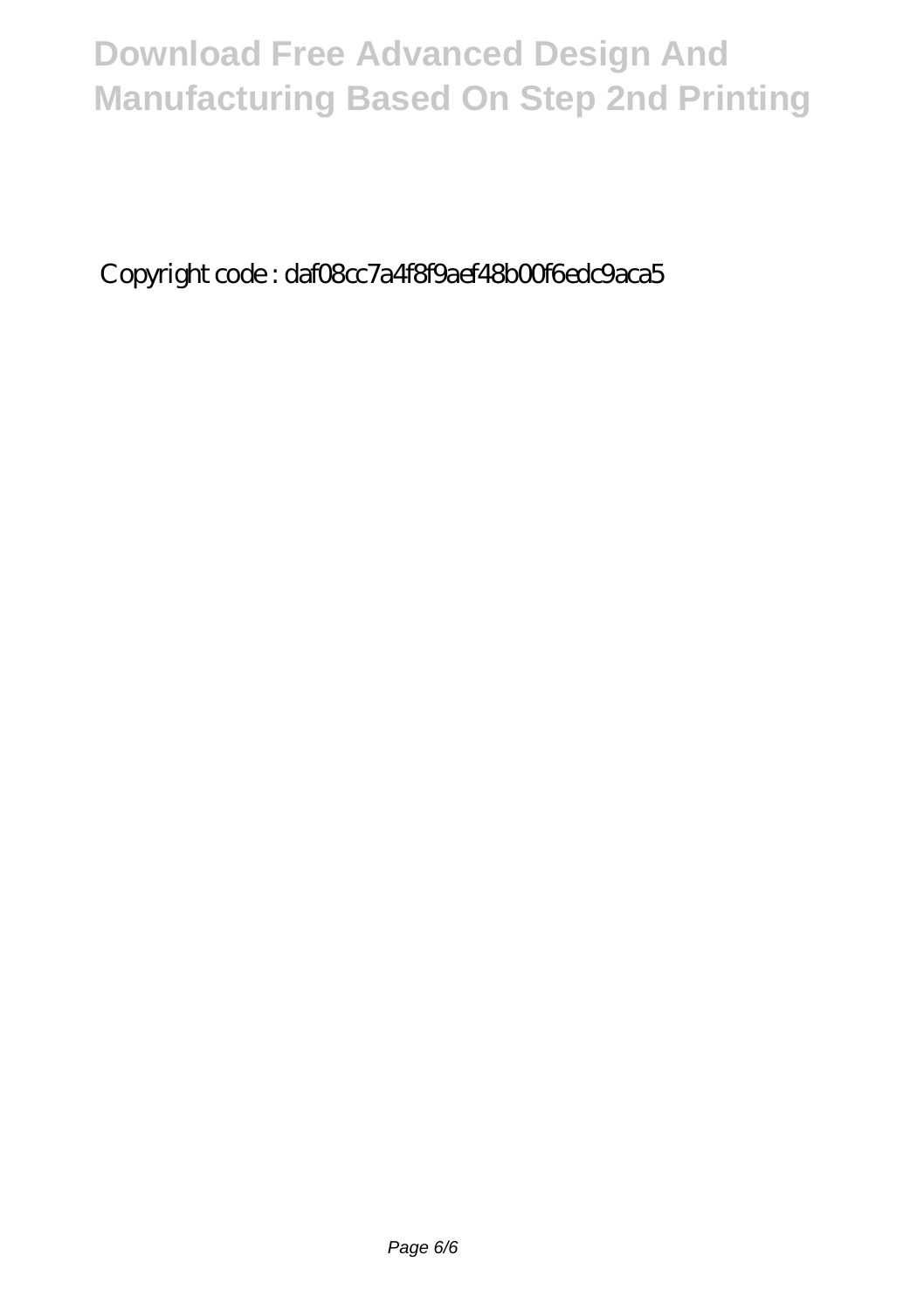Copyright code : daf08cc7a4f8f9aef48b00f6edc9aca5